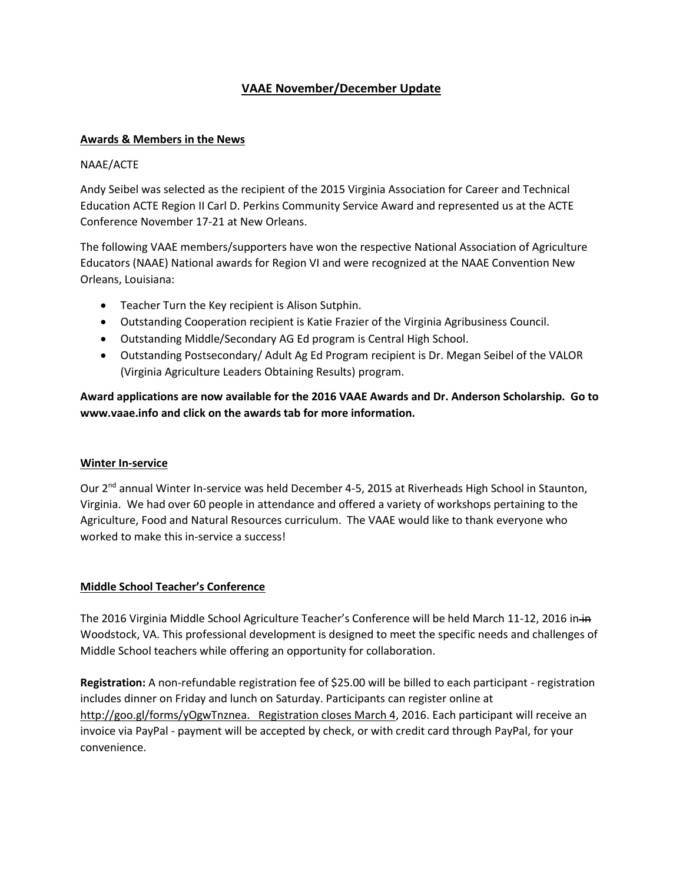# VAAE November/December Update

## Awards & Members in the News

NAAE/ACTE

Andy Seibel was selected as the recipient of the 2015 Virginia Association for Career and Technical Education ACTE Region II Carl D. Perkins Community Service Award and represented us at the ACTE Conference November 17-21 at New Orleans.

The following VAAE members/supporters have won the respective National Association of Agriculture Educators (NAAE) National awards for Region VI and were recognized at the NAAE Convention New Orleans, Louisiana:

- Teacher Turn the Key recipient is Alison Sutphin.
- Outstanding Cooperation recipient is Katie Frazier of the Virginia Agribusiness Council.
- Outstanding Middle/Secondary AG Ed program is Central High School.
- Outstanding Postsecondary/ Adult Ag Ed Program recipient is Dr. Megan Seibel of the VALOR (Virginia Agriculture Leaders Obtaining Results) program.

**Award applications are now available for the 2016 VAAE Awards and Dr. Anderson Scholarship. Go to www.vaae.info and click on the awards tab for more information.**

## Winter In-service

Our 2nd annual Winter In-service was held December 4-5, 2015 at Riverheads High School in Staunton, Virginia. We had over 60 people in attendance and offered a variety of workshops pertaining to the Agriculture, Food and Natural Resources curriculum. The VAAE would like to thank everyone who worked to make this in-service a success!

## Middle School Teacher's Conference

The 2016 Virginia Middle School Agriculture Teacher's Conference will be held March 11-12, 2016 in ~~in~~ Woodstock, VA. This professional development is designed to meet the specific needs and challenges of Middle School teachers while offering an opportunity for collaboration.

**Registration:** A non-refundable registration fee of $25.00 will be billed to each participant - registration includes dinner on Friday and lunch on Saturday. Participants can register online at http://goo.gl/forms/yOgwTnznea. Registration closes March 4, 2016. Each participant will receive an invoice via PayPal - payment will be accepted by check, or with credit card through PayPal, for your convenience.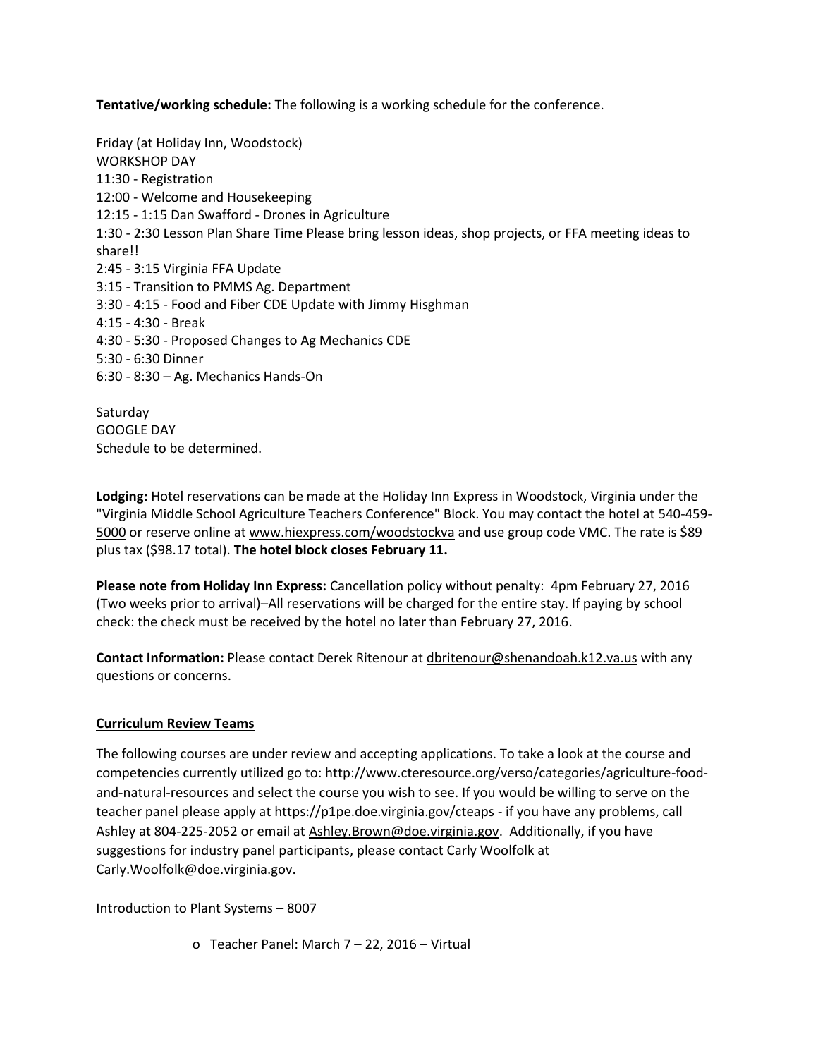**Tentative/working schedule:** The following is a working schedule for the conference.

Friday (at Holiday Inn, Woodstock)
WORKSHOP DAY
11:30 - Registration
12:00 - Welcome and Housekeeping
12:15 - 1:15 Dan Swafford - Drones in Agriculture
1:30 - 2:30 Lesson Plan Share Time Please bring lesson ideas, shop projects, or FFA meeting ideas to share!!
2:45 - 3:15 Virginia FFA Update
3:15 - Transition to PMMS Ag. Department
3:30 - 4:15 - Food and Fiber CDE Update with Jimmy Hisghman
4:15 - 4:30 - Break
4:30 - 5:30 - Proposed Changes to Ag Mechanics CDE
5:30 - 6:30 Dinner
6:30 - 8:30 – Ag. Mechanics Hands-On

Saturday
GOOGLE DAY
Schedule to be determined.

**Lodging:** Hotel reservations can be made at the Holiday Inn Express in Woodstock, Virginia under the "Virginia Middle School Agriculture Teachers Conference" Block. You may contact the hotel at 540-459-5000 or reserve online at www.hiexpress.com/woodstockva and use group code VMC. The rate is $89 plus tax ($98.17 total). **The hotel block closes February 11.**

**Please note from Holiday Inn Express:** Cancellation policy without penalty: 4pm February 27, 2016 (Two weeks prior to arrival)–All reservations will be charged for the entire stay. If paying by school check: the check must be received by the hotel no later than February 27, 2016.

**Contact Information:** Please contact Derek Ritenour at dbritenour@shenandoah.k12.va.us with any questions or concerns.

## Curriculum Review Teams

The following courses are under review and accepting applications. To take a look at the course and competencies currently utilized go to: http://www.cteresource.org/verso/categories/agriculture-food-and-natural-resources and select the course you wish to see. If you would be willing to serve on the teacher panel please apply at https://p1pe.doe.virginia.gov/cteaps - if you have any problems, call Ashley at 804-225-2052 or email at Ashley.Brown@doe.virginia.gov. Additionally, if you have suggestions for industry panel participants, please contact Carly Woolfolk at Carly.Woolfolk@doe.virginia.gov.

Introduction to Plant Systems – 8007

- Teacher Panel: March 7 – 22, 2016 – Virtual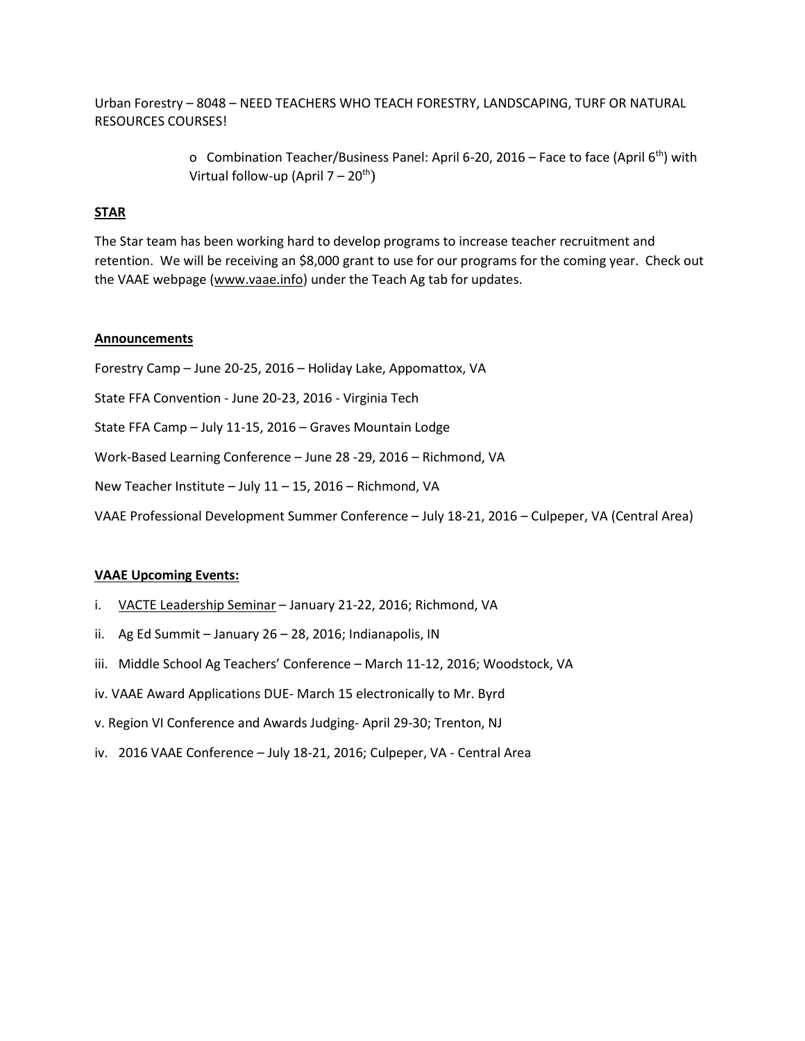Urban Forestry – 8048 – NEED TEACHERS WHO TEACH FORESTRY, LANDSCAPING, TURF OR NATURAL RESOURCES COURSES!

- o Combination Teacher/Business Panel: April 6-20, 2016 – Face to face (April 6th) with Virtual follow-up (April 7 – 20th)

**STAR**

The Star team has been working hard to develop programs to increase teacher recruitment and retention. We will be receiving an $8,000 grant to use for our programs for the coming year. Check out the VAAE webpage (www.vaae.info) under the Teach Ag tab for updates.

**Announcements**

Forestry Camp – June 20-25, 2016 – Holiday Lake, Appomattox, VA

State FFA Convention - June 20-23, 2016 - Virginia Tech

State FFA Camp – July 11-15, 2016 – Graves Mountain Lodge

Work-Based Learning Conference – June 28 -29, 2016 – Richmond, VA

New Teacher Institute – July 11 – 15, 2016 – Richmond, VA

VAAE Professional Development Summer Conference – July 18-21, 2016 – Culpeper, VA (Central Area)

**VAAE Upcoming Events:**

i. VACTE Leadership Seminar – January 21-22, 2016; Richmond, VA

ii. Ag Ed Summit – January 26 – 28, 2016; Indianapolis, IN

iii. Middle School Ag Teachers' Conference – March 11-12, 2016; Woodstock, VA

iv. VAAE Award Applications DUE- March 15 electronically to Mr. Byrd

v. Region VI Conference and Awards Judging- April 29-30; Trenton, NJ

iv. 2016 VAAE Conference – July 18-21, 2016; Culpeper, VA - Central Area